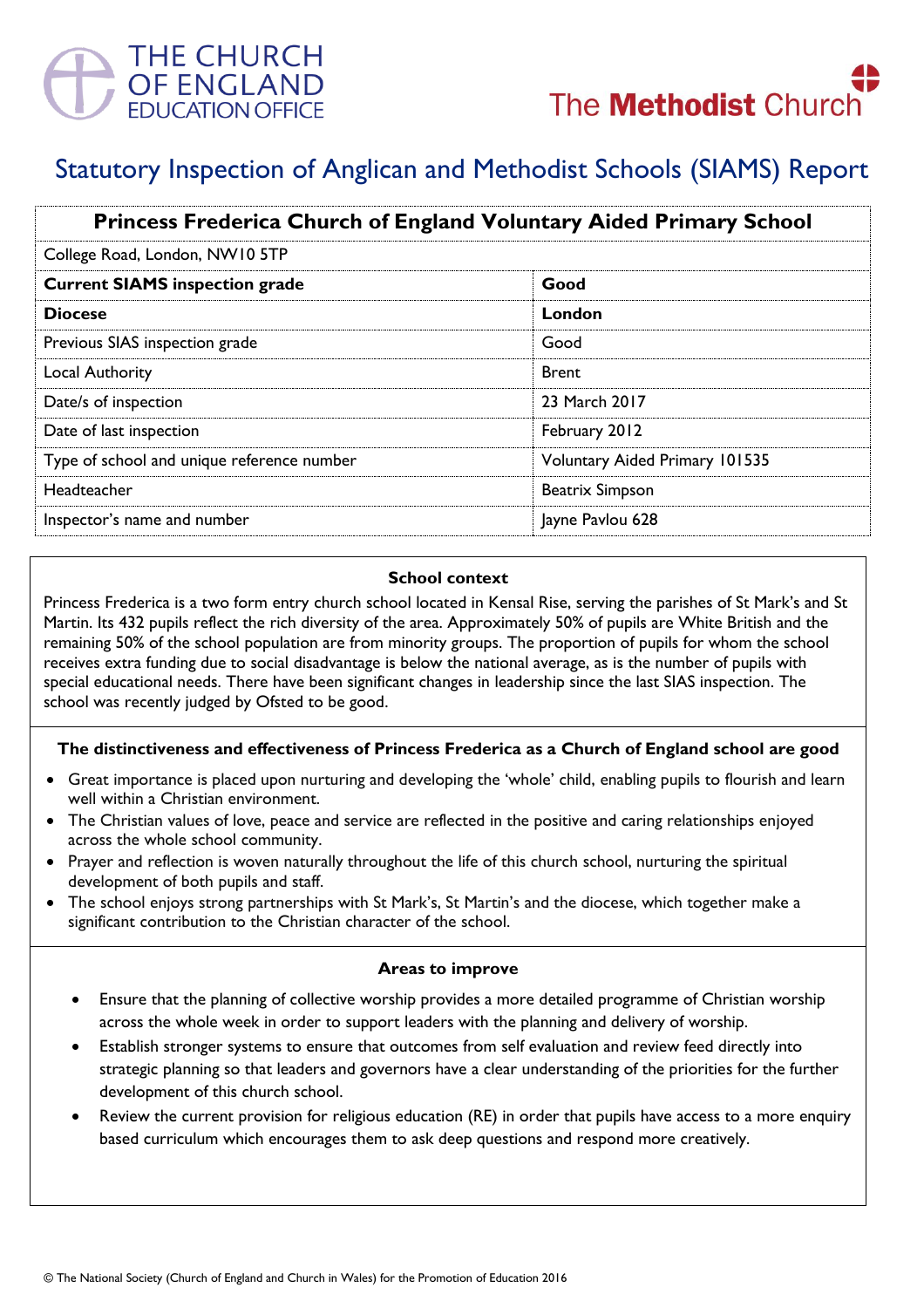THE CHURCH OF ENGLAND EDUCATION OFFICE

The Methodist Church

# Statutory Inspection of Anglican and Methodist Schools (SIAMS) Report

| **Princess Frederica Church of England Voluntary Aided Primary School** | |
|---|---|
| College Road, London, NW10 5TP | |
| **Current SIAMS inspection grade** | **Good** |
| **Diocese** | **London** |
| Previous SIAS inspection grade | Good |
| Local Authority | Brent |
| Date/s of inspection | 23 March 2017 |
| Date of last inspection | February 2012 |
| Type of school and unique reference number | Voluntary Aided Primary 101535 |
| Headteacher | Beatrix Simpson |
| Inspector's name and number | Jayne Pavlou 628 |

### School context

Princess Frederica is a two form entry church school located in Kensal Rise, serving the parishes of St Mark's and St Martin. Its 432 pupils reflect the rich diversity of the area. Approximately 50% of pupils are White British and the remaining 50% of the school population are from minority groups. The proportion of pupils for whom the school receives extra funding due to social disadvantage is below the national average, as is the number of pupils with special educational needs. There have been significant changes in leadership since the last SIAS inspection. The school was recently judged by Ofsted to be good.

### The distinctiveness and effectiveness of Princess Frederica as a Church of England school are good

- Great importance is placed upon nurturing and developing the 'whole' child, enabling pupils to flourish and learn well within a Christian environment.
- The Christian values of love, peace and service are reflected in the positive and caring relationships enjoyed across the whole school community.
- Prayer and reflection is woven naturally throughout the life of this church school, nurturing the spiritual development of both pupils and staff.
- The school enjoys strong partnerships with St Mark's, St Martin's and the diocese, which together make a significant contribution to the Christian character of the school.

### Areas to improve

- Ensure that the planning of collective worship provides a more detailed programme of Christian worship across the whole week in order to support leaders with the planning and delivery of worship.
- Establish stronger systems to ensure that outcomes from self evaluation and review feed directly into strategic planning so that leaders and governors have a clear understanding of the priorities for the further development of this church school.
- Review the current provision for religious education (RE) in order that pupils have access to a more enquiry based curriculum which encourages them to ask deep questions and respond more creatively.

© The National Society (Church of England and Church in Wales) for the Promotion of Education 2016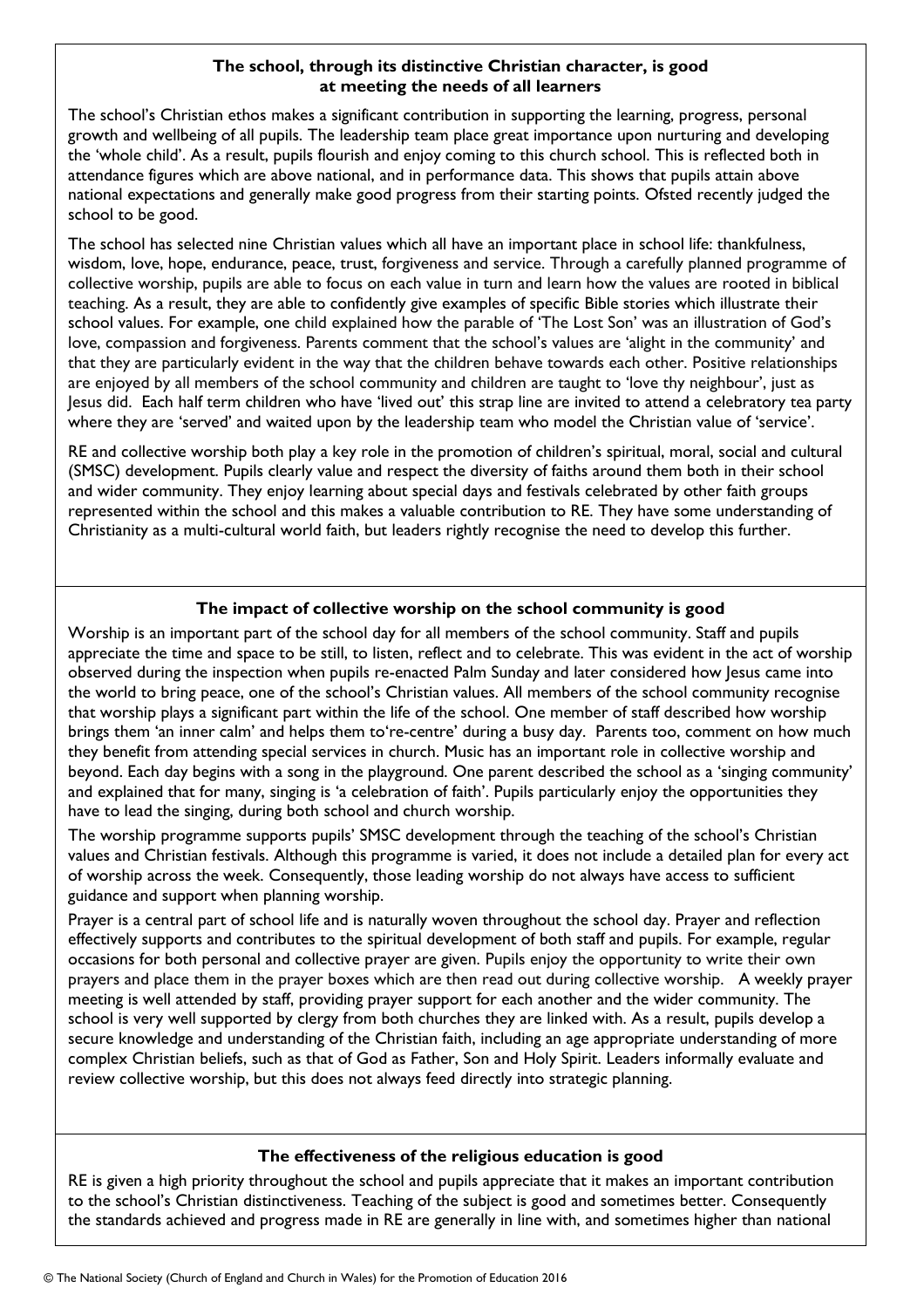### The school, through its distinctive Christian character, is good at meeting the needs of all learners

The school's Christian ethos makes a significant contribution in supporting the learning, progress, personal growth and wellbeing of all pupils. The leadership team place great importance upon nurturing and developing the 'whole child'. As a result, pupils flourish and enjoy coming to this church school. This is reflected both in attendance figures which are above national, and in performance data. This shows that pupils attain above national expectations and generally make good progress from their starting points. Ofsted recently judged the school to be good.

The school has selected nine Christian values which all have an important place in school life: thankfulness, wisdom, love, hope, endurance, peace, trust, forgiveness and service. Through a carefully planned programme of collective worship, pupils are able to focus on each value in turn and learn how the values are rooted in biblical teaching. As a result, they are able to confidently give examples of specific Bible stories which illustrate their school values. For example, one child explained how the parable of 'The Lost Son' was an illustration of God's love, compassion and forgiveness. Parents comment that the school's values are 'alight in the community' and that they are particularly evident in the way that the children behave towards each other. Positive relationships are enjoyed by all members of the school community and children are taught to 'love thy neighbour', just as Jesus did. Each half term children who have 'lived out' this strap line are invited to attend a celebratory tea party where they are 'served' and waited upon by the leadership team who model the Christian value of 'service'.

RE and collective worship both play a key role in the promotion of children's spiritual, moral, social and cultural (SMSC) development. Pupils clearly value and respect the diversity of faiths around them both in their school and wider community. They enjoy learning about special days and festivals celebrated by other faith groups represented within the school and this makes a valuable contribution to RE. They have some understanding of Christianity as a multi-cultural world faith, but leaders rightly recognise the need to develop this further.

### The impact of collective worship on the school community is good

Worship is an important part of the school day for all members of the school community. Staff and pupils appreciate the time and space to be still, to listen, reflect and to celebrate. This was evident in the act of worship observed during the inspection when pupils re-enacted Palm Sunday and later considered how Jesus came into the world to bring peace, one of the school's Christian values. All members of the school community recognise that worship plays a significant part within the life of the school. One member of staff described how worship brings them 'an inner calm' and helps them to're-centre' during a busy day. Parents too, comment on how much they benefit from attending special services in church. Music has an important role in collective worship and beyond. Each day begins with a song in the playground. One parent described the school as a 'singing community' and explained that for many, singing is 'a celebration of faith'. Pupils particularly enjoy the opportunities they have to lead the singing, during both school and church worship.

The worship programme supports pupils' SMSC development through the teaching of the school's Christian values and Christian festivals. Although this programme is varied, it does not include a detailed plan for every act of worship across the week. Consequently, those leading worship do not always have access to sufficient guidance and support when planning worship.

Prayer is a central part of school life and is naturally woven throughout the school day. Prayer and reflection effectively supports and contributes to the spiritual development of both staff and pupils. For example, regular occasions for both personal and collective prayer are given. Pupils enjoy the opportunity to write their own prayers and place them in the prayer boxes which are then read out during collective worship. A weekly prayer meeting is well attended by staff, providing prayer support for each another and the wider community. The school is very well supported by clergy from both churches they are linked with. As a result, pupils develop a secure knowledge and understanding of the Christian faith, including an age appropriate understanding of more complex Christian beliefs, such as that of God as Father, Son and Holy Spirit. Leaders informally evaluate and review collective worship, but this does not always feed directly into strategic planning.

### The effectiveness of the religious education is good

RE is given a high priority throughout the school and pupils appreciate that it makes an important contribution to the school's Christian distinctiveness. Teaching of the subject is good and sometimes better. Consequently the standards achieved and progress made in RE are generally in line with, and sometimes higher than national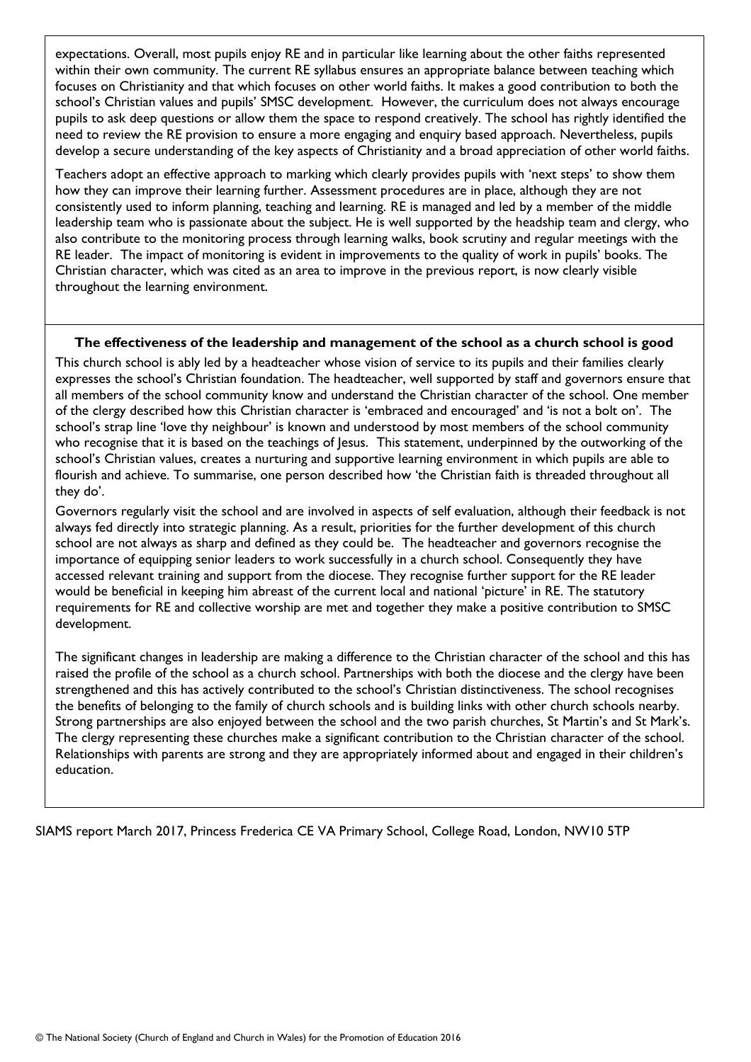expectations. Overall, most pupils enjoy RE and in particular like learning about the other faiths represented within their own community. The current RE syllabus ensures an appropriate balance between teaching which focuses on Christianity and that which focuses on other world faiths. It makes a good contribution to both the school's Christian values and pupils' SMSC development. However, the curriculum does not always encourage pupils to ask deep questions or allow them the space to respond creatively. The school has rightly identified the need to review the RE provision to ensure a more engaging and enquiry based approach. Nevertheless, pupils develop a secure understanding of the key aspects of Christianity and a broad appreciation of other world faiths.

Teachers adopt an effective approach to marking which clearly provides pupils with 'next steps' to show them how they can improve their learning further. Assessment procedures are in place, although they are not consistently used to inform planning, teaching and learning. RE is managed and led by a member of the middle leadership team who is passionate about the subject. He is well supported by the headship team and clergy, who also contribute to the monitoring process through learning walks, book scrutiny and regular meetings with the RE leader. The impact of monitoring is evident in improvements to the quality of work in pupils' books. The Christian character, which was cited as an area to improve in the previous report, is now clearly visible throughout the learning environment.

**The effectiveness of the leadership and management of the school as a church school is good**

This church school is ably led by a headteacher whose vision of service to its pupils and their families clearly expresses the school's Christian foundation. The headteacher, well supported by staff and governors ensure that all members of the school community know and understand the Christian character of the school. One member of the clergy described how this Christian character is 'embraced and encouraged' and 'is not a bolt on'. The school's strap line 'love thy neighbour' is known and understood by most members of the school community who recognise that it is based on the teachings of Jesus. This statement, underpinned by the outworking of the school's Christian values, creates a nurturing and supportive learning environment in which pupils are able to flourish and achieve. To summarise, one person described how 'the Christian faith is threaded throughout all they do'.

Governors regularly visit the school and are involved in aspects of self evaluation, although their feedback is not always fed directly into strategic planning. As a result, priorities for the further development of this church school are not always as sharp and defined as they could be. The headteacher and governors recognise the importance of equipping senior leaders to work successfully in a church school. Consequently they have accessed relevant training and support from the diocese. They recognise further support for the RE leader would be beneficial in keeping him abreast of the current local and national 'picture' in RE. The statutory requirements for RE and collective worship are met and together they make a positive contribution to SMSC development.

The significant changes in leadership are making a difference to the Christian character of the school and this has raised the profile of the school as a church school. Partnerships with both the diocese and the clergy have been strengthened and this has actively contributed to the school's Christian distinctiveness. The school recognises the benefits of belonging to the family of church schools and is building links with other church schools nearby. Strong partnerships are also enjoyed between the school and the two parish churches, St Martin's and St Mark's. The clergy representing these churches make a significant contribution to the Christian character of the school. Relationships with parents are strong and they are appropriately informed about and engaged in their children's education.

SIAMS report March 2017, Princess Frederica CE VA Primary School, College Road, London, NW10 5TP

© The National Society (Church of England and Church in Wales) for the Promotion of Education 2016